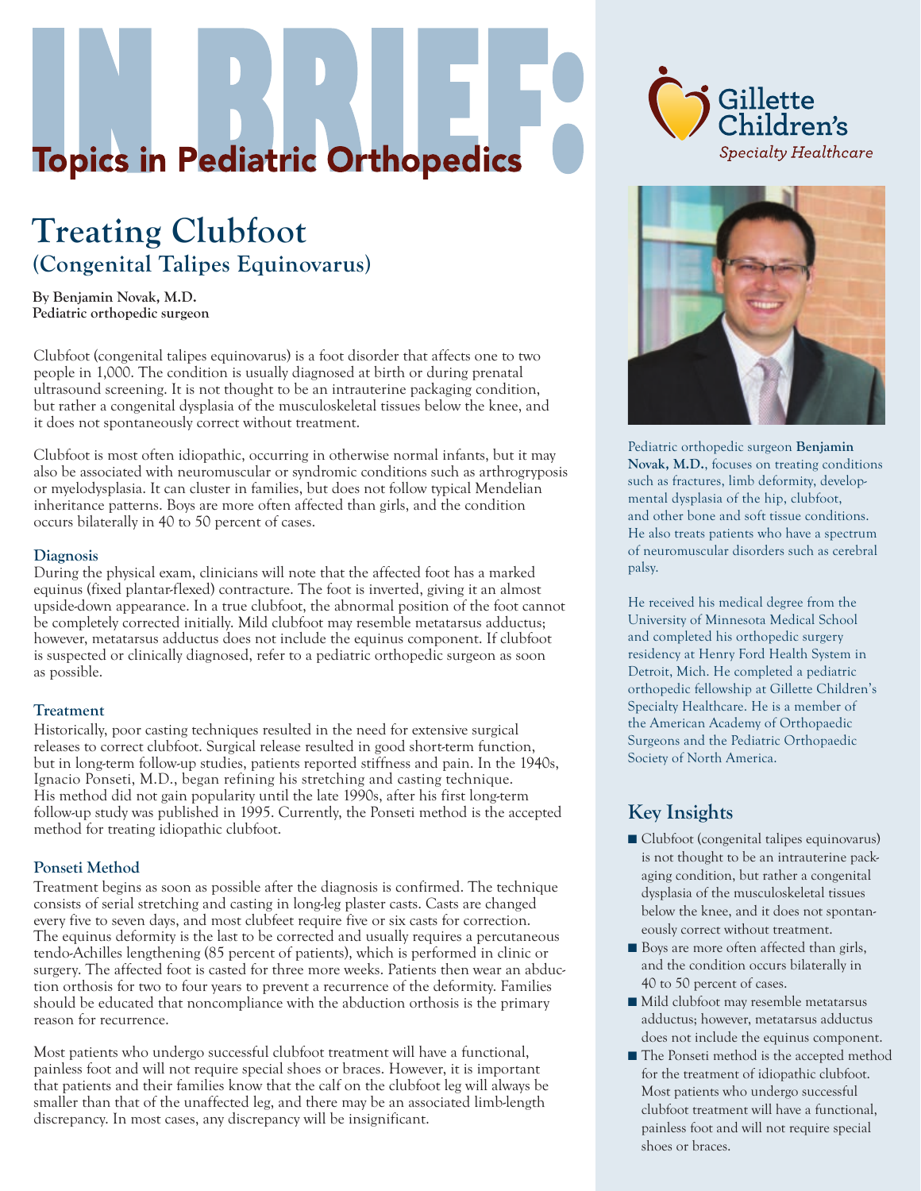# IN BRIEF: Topics in Pediatric Orthopedics

Gillette Children's Specialty Healthcare

## Treating Clubfoot

### (Congenital Talipes Equinovarus)

**By Benjamin Novak, M.D.**
**Pediatric orthopedic surgeon**

Clubfoot (congenital talipes equinovarus) is a foot disorder that affects one to two people in 1,000. The condition is usually diagnosed at birth or during prenatal ultrasound screening. It is not thought to be an intrauterine packaging condition, but rather a congenital dysplasia of the musculoskeletal tissues below the knee, and it does not spontaneously correct without treatment.

Clubfoot is most often idiopathic, occurring in otherwise normal infants, but it may also be associated with neuromuscular or syndromic conditions such as arthrogryposis or myelodysplasia. It can cluster in families, but does not follow typical Mendelian inheritance patterns. Boys are more often affected than girls, and the condition occurs bilaterally in 40 to 50 percent of cases.

### Diagnosis

During the physical exam, clinicians will note that the affected foot has a marked equinus (fixed plantar-flexed) contracture. The foot is inverted, giving it an almost upside-down appearance. In a true clubfoot, the abnormal position of the foot cannot be completely corrected initially. Mild clubfoot may resemble metatarsus adductus; however, metatarsus adductus does not include the equinus component. If clubfoot is suspected or clinically diagnosed, refer to a pediatric orthopedic surgeon as soon as possible.

### Treatment

Historically, poor casting techniques resulted in the need for extensive surgical releases to correct clubfoot. Surgical release resulted in good short-term function, but in long-term follow-up studies, patients reported stiffness and pain. In the 1940s, Ignacio Ponseti, M.D., began refining his stretching and casting technique. His method did not gain popularity until the late 1990s, after his first long-term follow-up study was published in 1995. Currently, the Ponseti method is the accepted method for treating idiopathic clubfoot.

### Ponseti Method

Treatment begins as soon as possible after the diagnosis is confirmed. The technique consists of serial stretching and casting in long-leg plaster casts. Casts are changed every five to seven days, and most clubfeet require five or six casts for correction. The equinus deformity is the last to be corrected and usually requires a percutaneous tendo-Achilles lengthening (85 percent of patients), which is performed in clinic or surgery. The affected foot is casted for three more weeks. Patients then wear an abduction orthosis for two to four years to prevent a recurrence of the deformity. Families should be educated that noncompliance with the abduction orthosis is the primary reason for recurrence.

Most patients who undergo successful clubfoot treatment will have a functional, painless foot and will not require special shoes or braces. However, it is important that patients and their families know that the calf on the clubfoot leg will always be smaller than that of the unaffected leg, and there may be an associated limb-length discrepancy. In most cases, any discrepancy will be insignificant.

Pediatric orthopedic surgeon **Benjamin Novak, M.D.**, focuses on treating conditions such as fractures, limb deformity, developmental dysplasia of the hip, clubfoot, and other bone and soft tissue conditions. He also treats patients who have a spectrum of neuromuscular disorders such as cerebral palsy.

He received his medical degree from the University of Minnesota Medical School and completed his orthopedic surgery residency at Henry Ford Health System in Detroit, Mich. He completed a pediatric orthopedic fellowship at Gillette Children's Specialty Healthcare. He is a member of the American Academy of Orthopaedic Surgeons and the Pediatric Orthopaedic Society of North America.

## Key Insights

- Clubfoot (congenital talipes equinovarus) is not thought to be an intrauterine packaging condition, but rather a congenital dysplasia of the musculoskeletal tissues below the knee, and it does not spontaneously correct without treatment.
- Boys are more often affected than girls, and the condition occurs bilaterally in 40 to 50 percent of cases.
- Mild clubfoot may resemble metatarsus adductus; however, metatarsus adductus does not include the equinus component.
- The Ponseti method is the accepted method for the treatment of idiopathic clubfoot. Most patients who undergo successful clubfoot treatment will have a functional, painless foot and will not require special shoes or braces.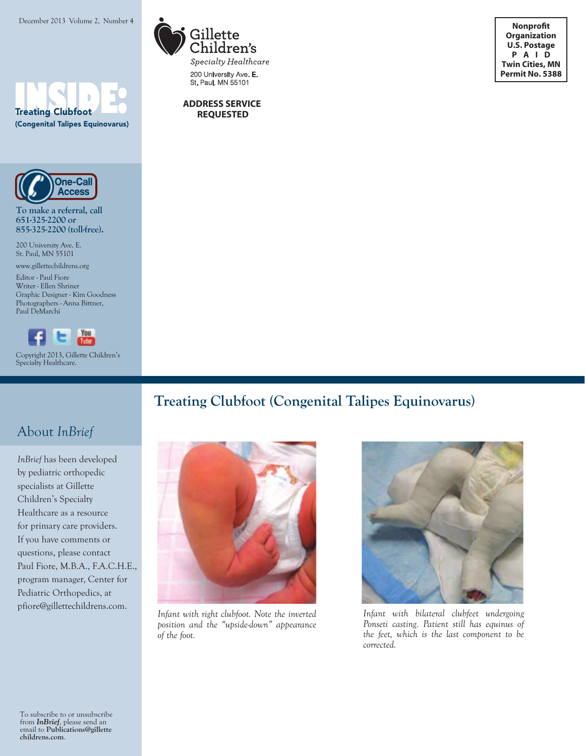December 2013 Volume 2, Number 4

# INSIDE:

**Treating Clubfoot (Congenital Talipes Equinovarus)**

Gillette Children's
*Specialty Healthcare*
200 University Ave. E.
St. Paul, MN 55101

**ADDRESS SERVICE REQUESTED**

**Nonprofit Organization U.S. Postage P A I D Twin Cities, MN Permit No. 5388**

One-Call Access

**To make a referral, call 651-325-2200 or 855-325-2200 (toll-free).**

200 University Ave. E.
St. Paul, MN 55101

www.gillettechildrens.org

Editor - Paul Fiore
Writer - Ellen Shriner
Graphic Designer - Kim Goodness
Photographers - Anna Bittner, Paul DeMarchi

Copyright 2013, Gillette Children's Specialty Healthcare.

## About *InBrief*

*InBrief* has been developed by pediatric orthopedic specialists at Gillette Children's Specialty Healthcare as a resource for primary care providers. If you have comments or questions, please contact Paul Fiore, M.B.A., F.A.C.H.E., program manager, Center for Pediatric Orthopedics, at pfiore@gillettechildrens.com.

To subscribe to or unsubscribe from ***InBrief***, please send an email to **Publications@gillettechildrens.com**.

## Treating Clubfoot (Congenital Talipes Equinovarus)

*Infant with right clubfoot. Note the inverted position and the "upside-down" appearance of the foot.*

*Infant with bilateral clubfeet undergoing Ponseti casting. Patient still has equinus of the feet, which is the last component to be corrected.*